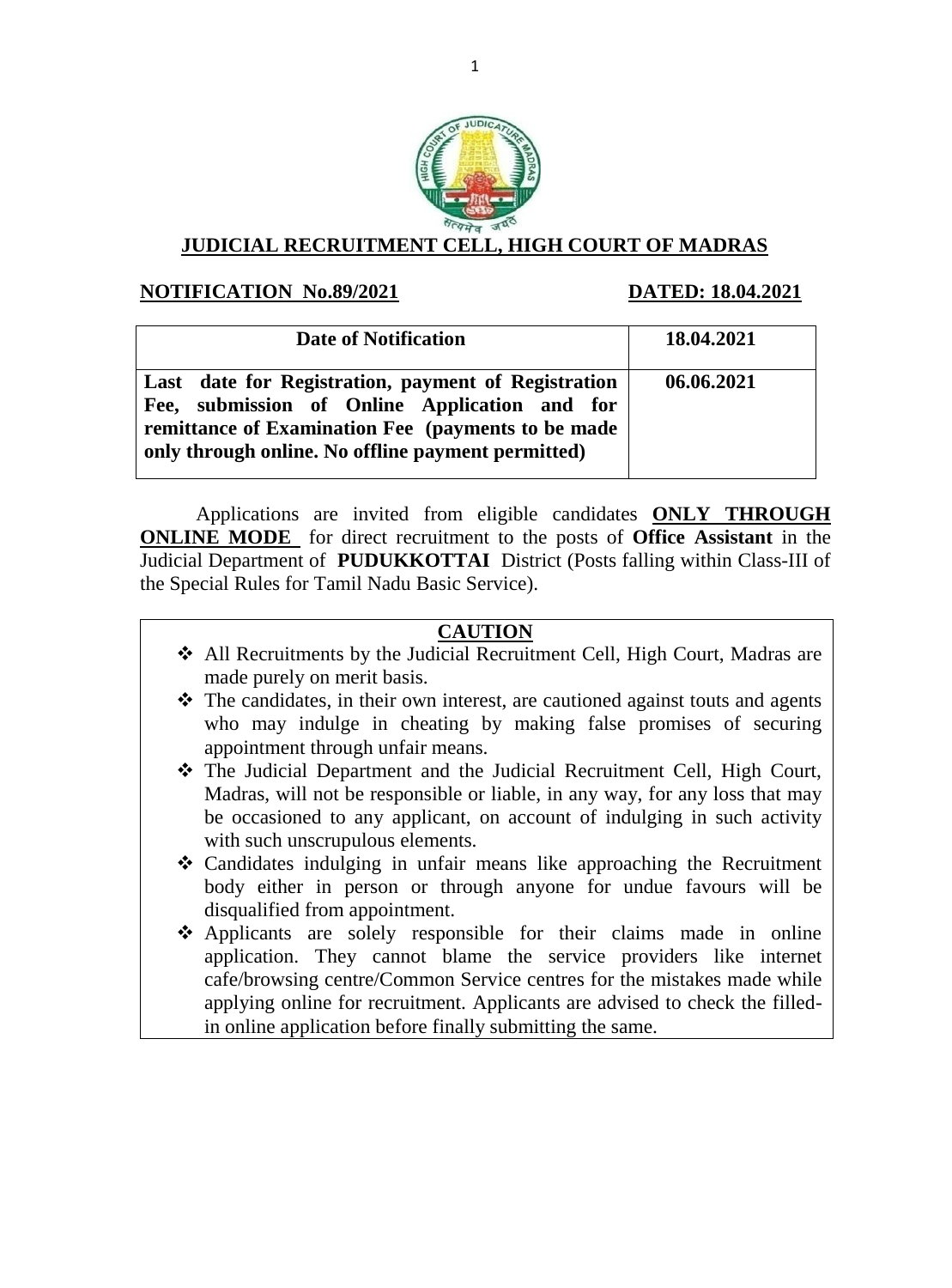# JUDICIAL RECRUITMENT CELL, HIGH COURT OF MADRAS

**NOTIFICATION No.89/2021** **DATED: 18.04.2021**

| | |
|---|---|
| **Date of Notification** | **18.04.2021** |
| **Last date for Registration, payment of Registration Fee, submission of Online Application and for remittance of Examination Fee (payments to be made only through online. No offline payment permitted)** | **06.06.2021** |

Applications are invited from eligible candidates **ONLY THROUGH ONLINE MODE** for direct recruitment to the posts of **Office Assistant** in the Judicial Department of **PUDUKKOTTAI** District (Posts falling within Class-III of the Special Rules for Tamil Nadu Basic Service).

## CAUTION

- All Recruitments by the Judicial Recruitment Cell, High Court, Madras are made purely on merit basis.
- The candidates, in their own interest, are cautioned against touts and agents who may indulge in cheating by making false promises of securing appointment through unfair means.
- The Judicial Department and the Judicial Recruitment Cell, High Court, Madras, will not be responsible or liable, in any way, for any loss that may be occasioned to any applicant, on account of indulging in such activity with such unscrupulous elements.
- Candidates indulging in unfair means like approaching the Recruitment body either in person or through anyone for undue favours will be disqualified from appointment.
- Applicants are solely responsible for their claims made in online application. They cannot blame the service providers like internet cafe/browsing centre/Common Service centres for the mistakes made while applying online for recruitment. Applicants are advised to check the filled-in online application before finally submitting the same.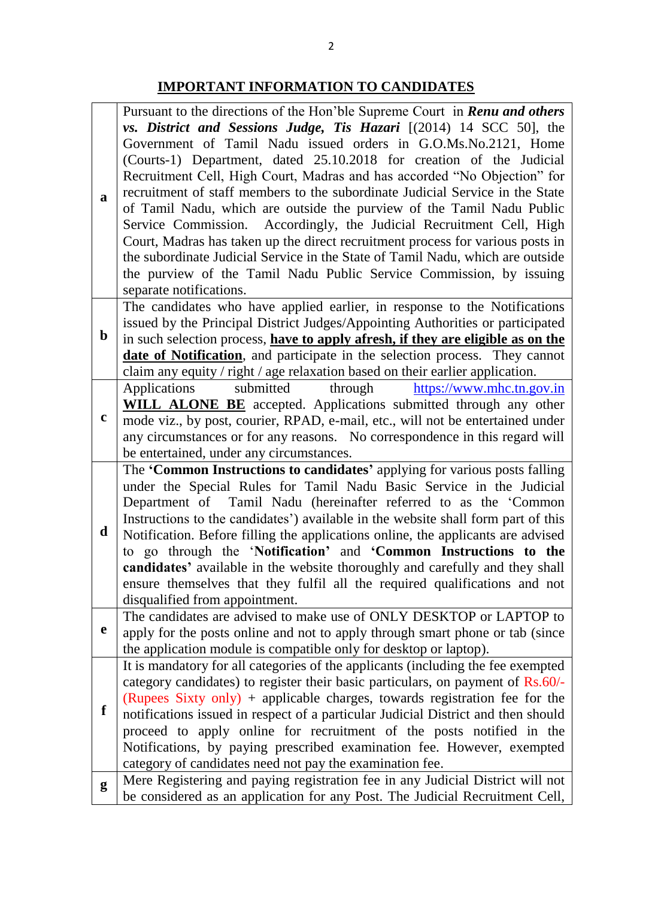## IMPORTANT INFORMATION TO CANDIDATES

| | |
|---|---|
| a | Pursuant to the directions of the Hon'ble Supreme Court in ***Renu and others vs. District and Sessions Judge, Tis Hazari*** [(2014) 14 SCC 50], the Government of Tamil Nadu issued orders in G.O.Ms.No.2121, Home (Courts-1) Department, dated 25.10.2018 for creation of the Judicial Recruitment Cell, High Court, Madras and has accorded "No Objection" for recruitment of staff members to the subordinate Judicial Service in the State of Tamil Nadu, which are outside the purview of the Tamil Nadu Public Service Commission. Accordingly, the Judicial Recruitment Cell, High Court, Madras has taken up the direct recruitment process for various posts in the subordinate Judicial Service in the State of Tamil Nadu, which are outside the purview of the Tamil Nadu Public Service Commission, by issuing separate notifications. |
| b | The candidates who have applied earlier, in response to the Notifications issued by the Principal District Judges/Appointing Authorities or participated in such selection process, **have to apply afresh, if they are eligible as on the date of Notification**, and participate in the selection process. They cannot claim any equity / right / age relaxation based on their earlier application. |
| c | Applications submitted through https://www.mhc.tn.gov.in **WILL ALONE BE** accepted. Applications submitted through any other mode viz., by post, courier, RPAD, e-mail, etc., will not be entertained under any circumstances or for any reasons. No correspondence in this regard will be entertained, under any circumstances. |
| d | The **'Common Instructions to candidates'** applying for various posts falling under the Special Rules for Tamil Nadu Basic Service in the Judicial Department of Tamil Nadu (hereinafter referred to as the 'Common Instructions to the candidates') available in the website shall form part of this Notification. Before filling the applications online, the applicants are advised to go through the '**Notification**' and **'Common Instructions to the candidates'** available in the website thoroughly and carefully and they shall ensure themselves that they fulfil all the required qualifications and not disqualified from appointment. |
| e | The candidates are advised to make use of ONLY DESKTOP or LAPTOP to apply for the posts online and not to apply through smart phone or tab (since the application module is compatible only for desktop or laptop). |
| f | It is mandatory for all categories of the applicants (including the fee exempted category candidates) to register their basic particulars, on payment of Rs.60/- (Rupees Sixty only) + applicable charges, towards registration fee for the notifications issued in respect of a particular Judicial District and then should proceed to apply online for recruitment of the posts notified in the Notifications, by paying prescribed examination fee. However, exempted category of candidates need not pay the examination fee. |
| g | Mere Registering and paying registration fee in any Judicial District will not be considered as an application for any Post. The Judicial Recruitment Cell, |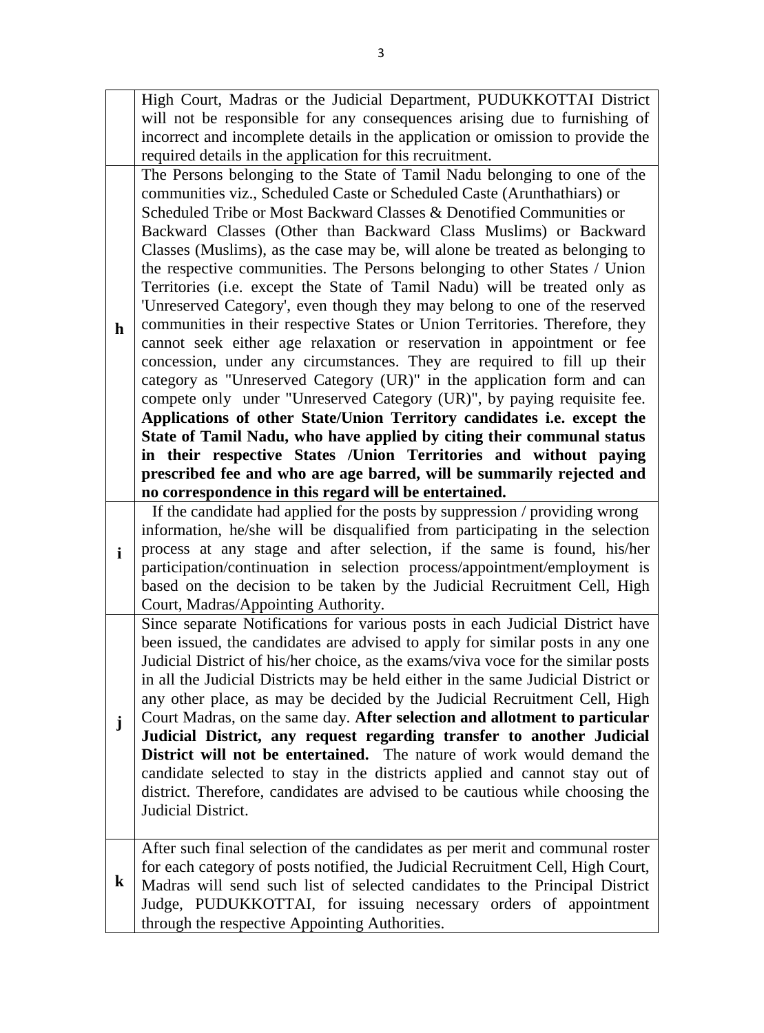| | |
|---|---|
| | High Court, Madras or the Judicial Department, PUDUKKOTTAI District will not be responsible for any consequences arising due to furnishing of incorrect and incomplete details in the application or omission to provide the required details in the application for this recruitment. |
| **h** | The Persons belonging to the State of Tamil Nadu belonging to one of the communities viz., Scheduled Caste or Scheduled Caste (Arunthathiars) or Scheduled Tribe or Most Backward Classes & Denotified Communities or Backward Classes (Other than Backward Class Muslims) or Backward Classes (Muslims), as the case may be, will alone be treated as belonging to the respective communities. The Persons belonging to other States / Union Territories (i.e. except the State of Tamil Nadu) will be treated only as 'Unreserved Category', even though they may belong to one of the reserved communities in their respective States or Union Territories. Therefore, they cannot seek either age relaxation or reservation in appointment or fee concession, under any circumstances. They are required to fill up their category as "Unreserved Category (UR)" in the application form and can compete only under "Unreserved Category (UR)", by paying requisite fee. **Applications of other State/Union Territory candidates i.e. except the State of Tamil Nadu, who have applied by citing their communal status in their respective States /Union Territories and without paying prescribed fee and who are age barred, will be summarily rejected and no correspondence in this regard will be entertained.** |
| **i** | If the candidate had applied for the posts by suppression / providing wrong information, he/she will be disqualified from participating in the selection process at any stage and after selection, if the same is found, his/her participation/continuation in selection process/appointment/employment is based on the decision to be taken by the Judicial Recruitment Cell, High Court, Madras/Appointing Authority. |
| **j** | Since separate Notifications for various posts in each Judicial District have been issued, the candidates are advised to apply for similar posts in any one Judicial District of his/her choice, as the exams/viva voce for the similar posts in all the Judicial Districts may be held either in the same Judicial District or any other place, as may be decided by the Judicial Recruitment Cell, High Court Madras, on the same day. **After selection and allotment to particular Judicial District, any request regarding transfer to another Judicial District will not be entertained.** The nature of work would demand the candidate selected to stay in the districts applied and cannot stay out of district. Therefore, candidates are advised to be cautious while choosing the Judicial District. |
| **k** | After such final selection of the candidates as per merit and communal roster for each category of posts notified, the Judicial Recruitment Cell, High Court, Madras will send such list of selected candidates to the Principal District Judge, PUDUKKOTTAI, for issuing necessary orders of appointment through the respective Appointing Authorities. |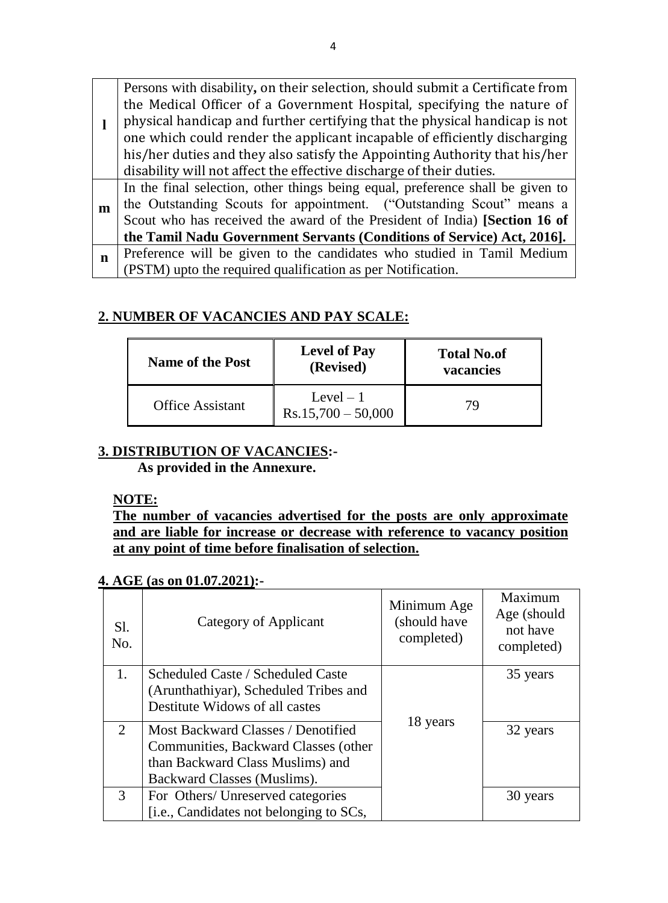| | |
|---|---|
| **l** | Persons with disability**,** on their selection, should submit a Certificate from the Medical Officer of a Government Hospital, specifying the nature of physical handicap and further certifying that the physical handicap is not one which could render the applicant incapable of efficiently discharging his/her duties and they also satisfy the Appointing Authority that his/her disability will not affect the effective discharge of their duties. |
| **m** | In the final selection, other things being equal, preference shall be given to the Outstanding Scouts for appointment. ("Outstanding Scout" means a Scout who has received the award of the President of India) **[Section 16 of the Tamil Nadu Government Servants (Conditions of Service) Act, 2016].** |
| **n** | Preference will be given to the candidates who studied in Tamil Medium (PSTM) upto the required qualification as per Notification. |

## 2. NUMBER OF VACANCIES AND PAY SCALE:

| Name of the Post | Level of Pay (Revised) | Total No.of vacancies |
|---|---|---|
| Office Assistant | Level – 1<br>Rs.15,700 – 50,000 | 79 |

## 3. DISTRIBUTION OF VACANCIES:-

**As provided in the Annexure.**

**NOTE:**

**The number of vacancies advertised for the posts are only approximate and are liable for increase or decrease with reference to vacancy position at any point of time before finalisation of selection.**

## 4. AGE (as on 01.07.2021):-

| Sl. No. | Category of Applicant | Minimum Age (should have completed) | Maximum Age (should not have completed) |
|---|---|---|---|
| 1. | Scheduled Caste / Scheduled Caste (Arunthathiyar), Scheduled Tribes and Destitute Widows of all castes | 18 years | 35 years |
| 2 | Most Backward Classes / Denotified Communities, Backward Classes (other than Backward Class Muslims) and Backward Classes (Muslims). | | 32 years |
| 3 | For Others/ Unreserved categories [i.e., Candidates not belonging to SCs, | | 30 years |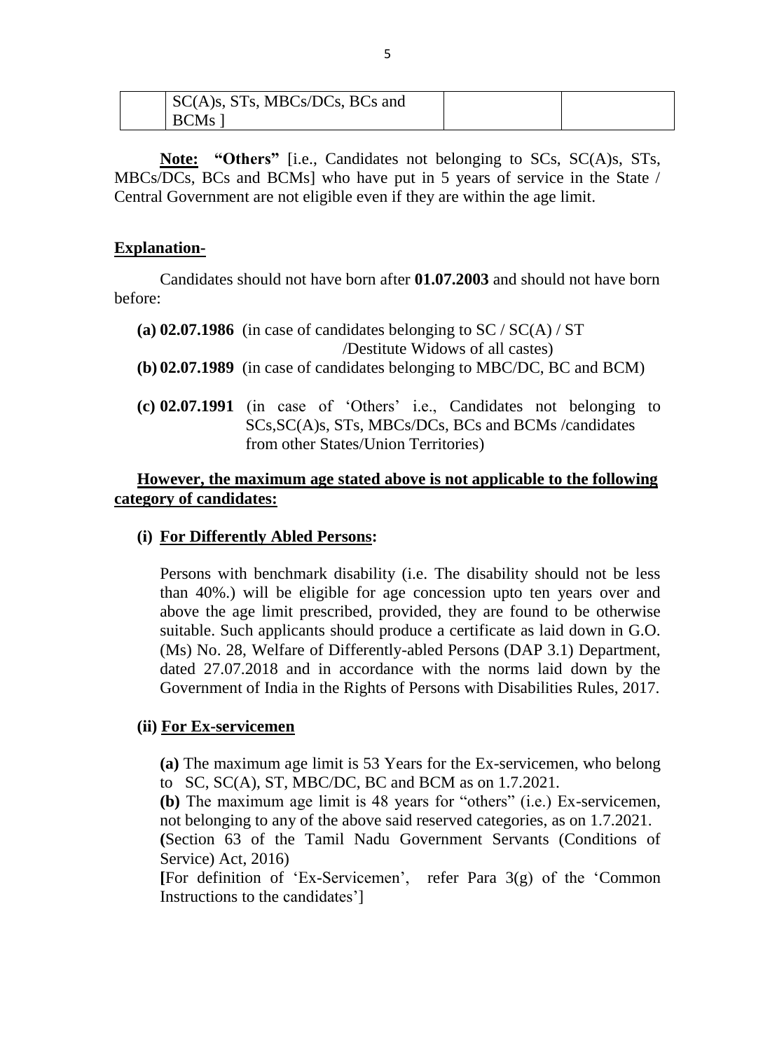| | | | |
|---|---|---|---|
| | SC(A)s, STs, MBCs/DCs, BCs and BCMs ] | | |

**Note:** **"Others"** [i.e., Candidates not belonging to SCs, SC(A)s, STs, MBCs/DCs, BCs and BCMs] who have put in 5 years of service in the State / Central Government are not eligible even if they are within the age limit.

**Explanation-**

Candidates should not have born after **01.07.2003** and should not have born before:

**(a) 02.07.1986** (in case of candidates belonging to SC / SC(A) / ST /Destitute Widows of all castes)

**(b) 02.07.1989** (in case of candidates belonging to MBC/DC, BC and BCM)

**(c) 02.07.1991** (in case of 'Others' i.e., Candidates not belonging to SCs,SC(A)s, STs, MBCs/DCs, BCs and BCMs /candidates from other States/Union Territories)

**However, the maximum age stated above is not applicable to the following category of candidates:**

**(i) For Differently Abled Persons:**

Persons with benchmark disability (i.e. The disability should not be less than 40%.) will be eligible for age concession upto ten years over and above the age limit prescribed, provided, they are found to be otherwise suitable. Such applicants should produce a certificate as laid down in G.O. (Ms) No. 28, Welfare of Differently-abled Persons (DAP 3.1) Department, dated 27.07.2018 and in accordance with the norms laid down by the Government of India in the Rights of Persons with Disabilities Rules, 2017.

**(ii) For Ex-servicemen**

**(a)** The maximum age limit is 53 Years for the Ex-servicemen, who belong to SC, SC(A), ST, MBC/DC, BC and BCM as on 1.7.2021.

**(b)** The maximum age limit is 48 years for "others" (i.e.) Ex-servicemen, not belonging to any of the above said reserved categories, as on 1.7.2021.

**(**Section 63 of the Tamil Nadu Government Servants (Conditions of Service) Act, 2016)

**[**For definition of 'Ex-Servicemen', refer Para 3(g) of the 'Common Instructions to the candidates']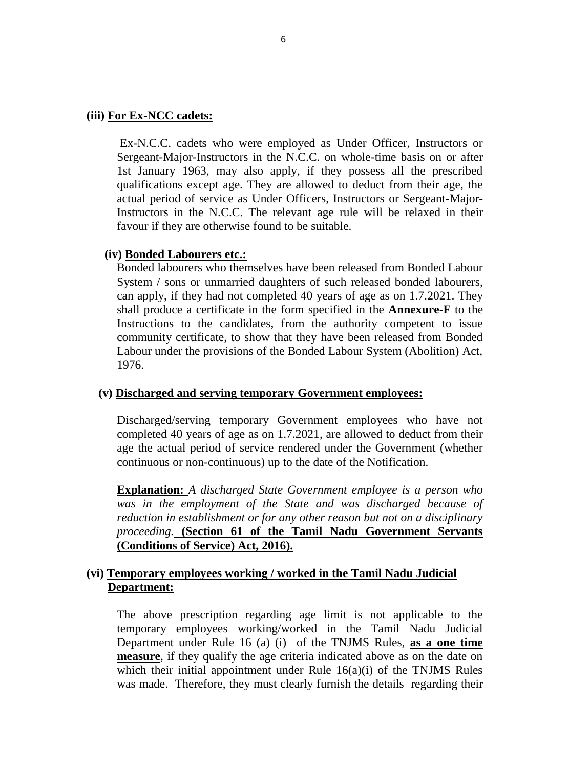**(iii) For Ex-NCC cadets:**

Ex-N.C.C. cadets who were employed as Under Officer, Instructors or Sergeant-Major-Instructors in the N.C.C. on whole-time basis on or after 1st January 1963, may also apply, if they possess all the prescribed qualifications except age. They are allowed to deduct from their age, the actual period of service as Under Officers, Instructors or Sergeant-Major-Instructors in the N.C.C. The relevant age rule will be relaxed in their favour if they are otherwise found to be suitable.

**(iv) Bonded Labourers etc.:**

Bonded labourers who themselves have been released from Bonded Labour System / sons or unmarried daughters of such released bonded labourers, can apply, if they had not completed 40 years of age as on 1.7.2021. They shall produce a certificate in the form specified in the **Annexure-F** to the Instructions to the candidates, from the authority competent to issue community certificate, to show that they have been released from Bonded Labour under the provisions of the Bonded Labour System (Abolition) Act, 1976.

**(v) Discharged and serving temporary Government employees:**

Discharged/serving temporary Government employees who have not completed 40 years of age as on 1.7.2021, are allowed to deduct from their age the actual period of service rendered under the Government (whether continuous or non-continuous) up to the date of the Notification.

**Explanation:** *A discharged State Government employee is a person who was in the employment of the State and was discharged because of reduction in establishment or for any other reason but not on a disciplinary proceeding.* **(Section 61 of the Tamil Nadu Government Servants (Conditions of Service) Act, 2016).**

**(vi) Temporary employees working / worked in the Tamil Nadu Judicial Department:**

The above prescription regarding age limit is not applicable to the temporary employees working/worked in the Tamil Nadu Judicial Department under Rule 16 (a) (i) of the TNJMS Rules, **as a one time measure**, if they qualify the age criteria indicated above as on the date on which their initial appointment under Rule 16(a)(i) of the TNJMS Rules was made. Therefore, they must clearly furnish the details regarding their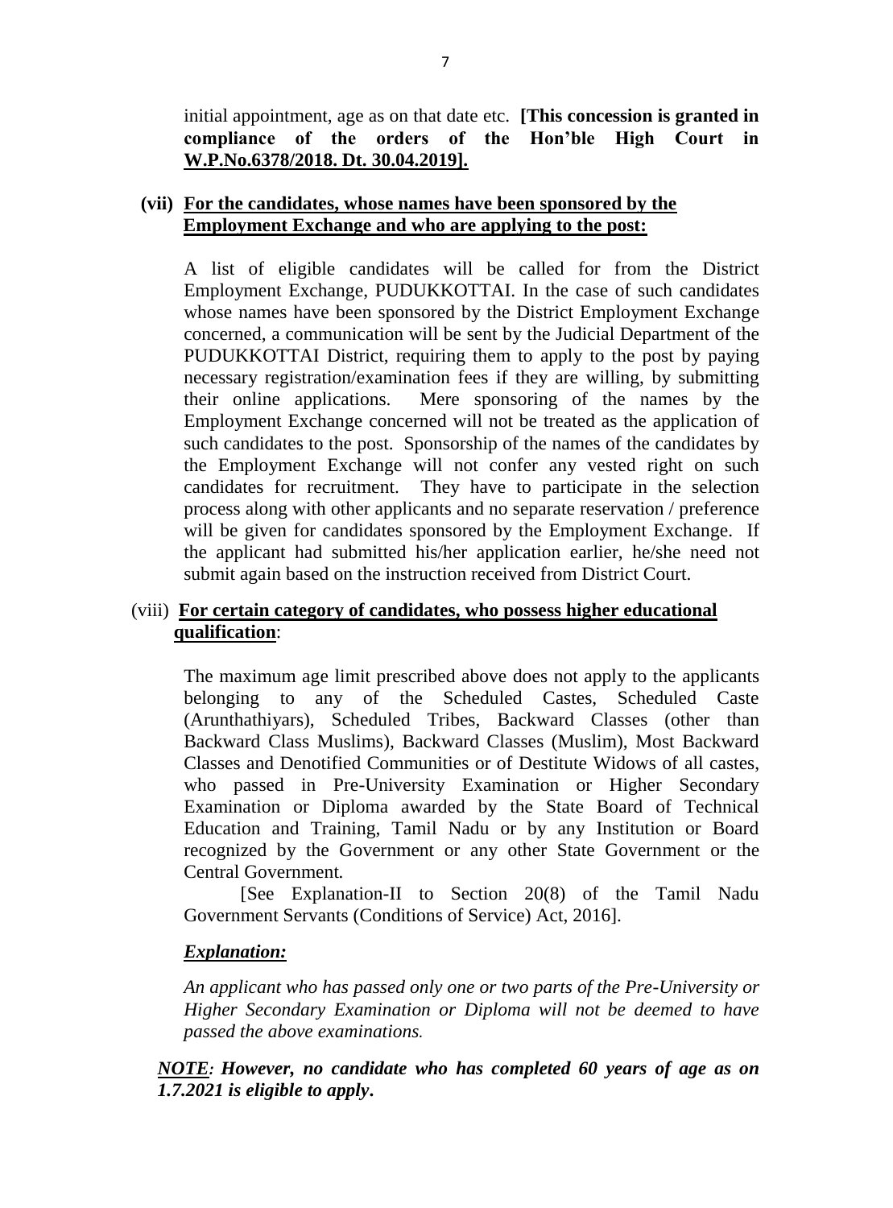initial appointment, age as on that date etc. **[This concession is granted in compliance of the orders of the Hon'ble High Court in W.P.No.6378/2018. Dt. 30.04.2019].**

**(vii) For the candidates, whose names have been sponsored by the Employment Exchange and who are applying to the post:**

A list of eligible candidates will be called for from the District Employment Exchange, PUDUKKOTTAI. In the case of such candidates whose names have been sponsored by the District Employment Exchange concerned, a communication will be sent by the Judicial Department of the PUDUKKOTTAI District, requiring them to apply to the post by paying necessary registration/examination fees if they are willing, by submitting their online applications. Mere sponsoring of the names by the Employment Exchange concerned will not be treated as the application of such candidates to the post. Sponsorship of the names of the candidates by the Employment Exchange will not confer any vested right on such candidates for recruitment. They have to participate in the selection process along with other applicants and no separate reservation / preference will be given for candidates sponsored by the Employment Exchange. If the applicant had submitted his/her application earlier, he/she need not submit again based on the instruction received from District Court.

(viii) **For certain category of candidates, who possess higher educational qualification**:

The maximum age limit prescribed above does not apply to the applicants belonging to any of the Scheduled Castes, Scheduled Caste (Arunthathiyars), Scheduled Tribes, Backward Classes (other than Backward Class Muslims), Backward Classes (Muslim), Most Backward Classes and Denotified Communities or of Destitute Widows of all castes, who passed in Pre-University Examination or Higher Secondary Examination or Diploma awarded by the State Board of Technical Education and Training, Tamil Nadu or by any Institution or Board recognized by the Government or any other State Government or the Central Government.

[See Explanation-II to Section 20(8) of the Tamil Nadu Government Servants (Conditions of Service) Act, 2016].

***Explanation:***

*An applicant who has passed only one or two parts of the Pre-University or Higher Secondary Examination or Diploma will not be deemed to have passed the above examinations.*

***NOTE: However, no candidate who has completed 60 years of age as on 1.7.2021 is eligible to apply.***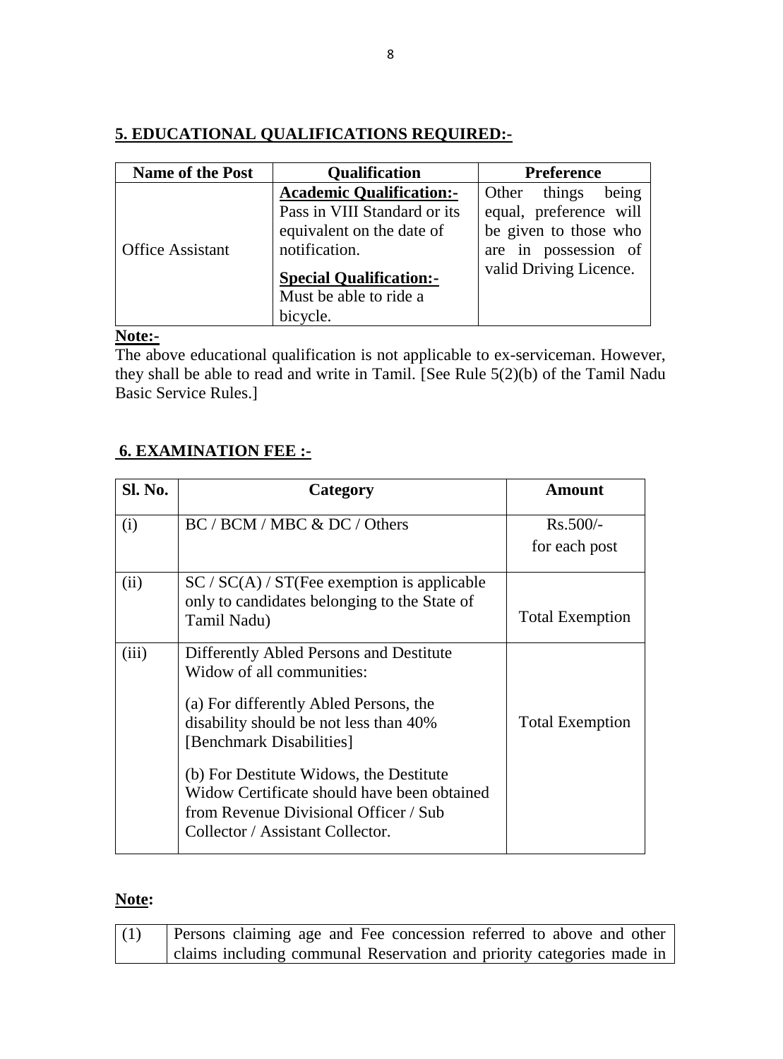## 5. EDUCATIONAL QUALIFICATIONS REQUIRED:-

| Name of the Post | Qualification | Preference |
|---|---|---|
| Office Assistant | **Academic Qualification:-** Pass in VIII Standard or its equivalent on the date of notification.<br>**Special Qualification:-** Must be able to ride a bicycle. | Other things being equal, preference will be given to those who are in possession of valid Driving Licence. |

**Note:-**
The above educational qualification is not applicable to ex-serviceman. However, they shall be able to read and write in Tamil. [See Rule 5(2)(b) of the Tamil Nadu Basic Service Rules.]

## 6. EXAMINATION FEE :-

| Sl. No. | Category | Amount |
|---|---|---|
| (i) | BC / BCM / MBC & DC / Others | Rs.500/- for each post |
| (ii) | SC / SC(A) / ST(Fee exemption is applicable only to candidates belonging to the State of Tamil Nadu) | Total Exemption |
| (iii) | Differently Abled Persons and Destitute Widow of all communities:<br>(a) For differently Abled Persons, the disability should be not less than 40% [Benchmark Disabilities]<br>(b) For Destitute Widows, the Destitute Widow Certificate should have been obtained from Revenue Divisional Officer / Sub Collector / Assistant Collector. | Total Exemption |

**Note:**

| | |
|---|---|
| (1) | Persons claiming age and Fee concession referred to above and other claims including communal Reservation and priority categories made in |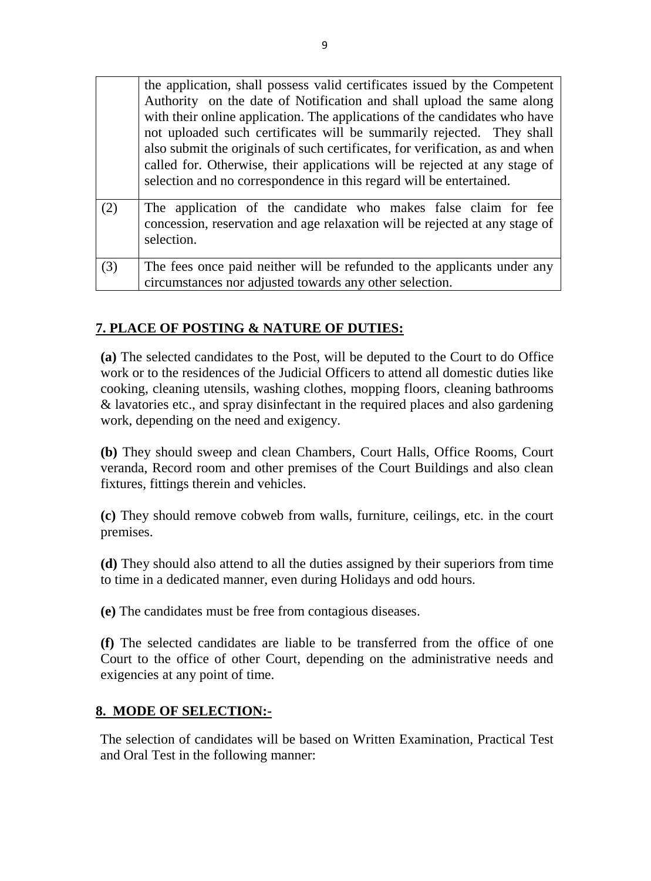| | |
|---|---|
| | the application, shall possess valid certificates issued by the Competent Authority on the date of Notification and shall upload the same along with their online application. The applications of the candidates who have not uploaded such certificates will be summarily rejected. They shall also submit the originals of such certificates, for verification, as and when called for. Otherwise, their applications will be rejected at any stage of selection and no correspondence in this regard will be entertained. |
| (2) | The application of the candidate who makes false claim for fee concession, reservation and age relaxation will be rejected at any stage of selection. |
| (3) | The fees once paid neither will be refunded to the applicants under any circumstances nor adjusted towards any other selection. |

## 7. PLACE OF POSTING & NATURE OF DUTIES:

**(a)** The selected candidates to the Post, will be deputed to the Court to do Office work or to the residences of the Judicial Officers to attend all domestic duties like cooking, cleaning utensils, washing clothes, mopping floors, cleaning bathrooms & lavatories etc., and spray disinfectant in the required places and also gardening work, depending on the need and exigency.

**(b)** They should sweep and clean Chambers, Court Halls, Office Rooms, Court veranda, Record room and other premises of the Court Buildings and also clean fixtures, fittings therein and vehicles.

**(c)** They should remove cobweb from walls, furniture, ceilings, etc. in the court premises.

**(d)** They should also attend to all the duties assigned by their superiors from time to time in a dedicated manner, even during Holidays and odd hours.

**(e)** The candidates must be free from contagious diseases.

**(f)** The selected candidates are liable to be transferred from the office of one Court to the office of other Court, depending on the administrative needs and exigencies at any point of time.

## 8. MODE OF SELECTION:-

The selection of candidates will be based on Written Examination, Practical Test and Oral Test in the following manner: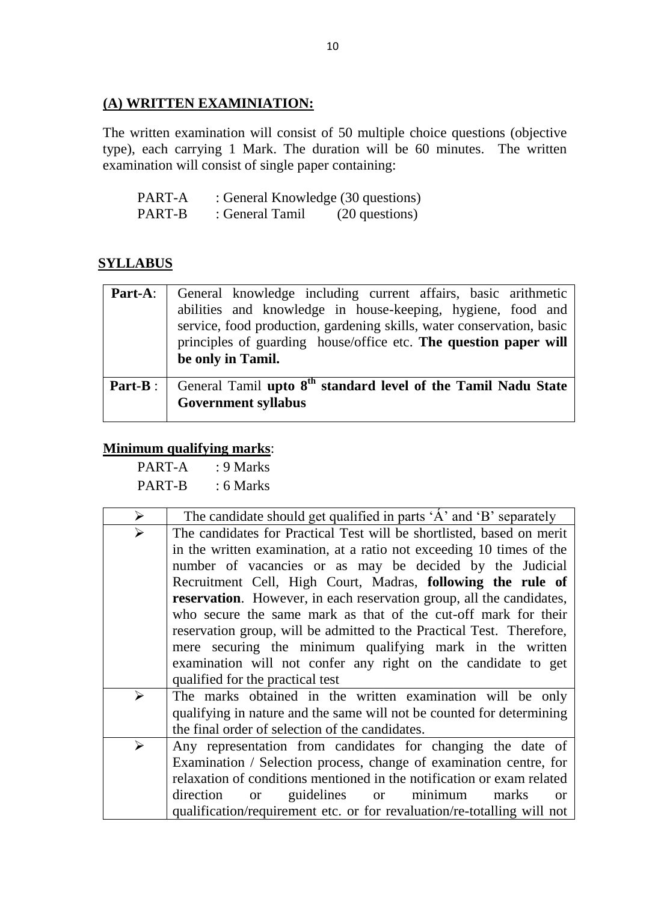## (A) WRITTEN EXAMINIATION:

The written examination will consist of 50 multiple choice questions (objective type), each carrying 1 Mark. The duration will be 60 minutes. The written examination will consist of single paper containing:

PART-A : General Knowledge (30 questions)
PART-B : General Tamil (20 questions)

### SYLLABUS

| | |
|---|---|
| **Part-A**: | General knowledge including current affairs, basic arithmetic abilities and knowledge in house-keeping, hygiene, food and service, food production, gardening skills, water conservation, basic principles of guarding house/office etc. **The question paper will be only in Tamil.** |
| **Part-B** : | General Tamil **upto 8th standard level of the Tamil Nadu State Government syllabus** |

### Minimum qualifying marks:

PART-A : 9 Marks
PART-B : 6 Marks

| | |
|---|---|
| ➢ | The candidate should get qualified in parts 'Á' and 'B' separately |
| ➢ | The candidates for Practical Test will be shortlisted, based on merit in the written examination, at a ratio not exceeding 10 times of the number of vacancies or as may be decided by the Judicial Recruitment Cell, High Court, Madras, **following the rule of reservation**. However, in each reservation group, all the candidates, who secure the same mark as that of the cut-off mark for their reservation group, will be admitted to the Practical Test. Therefore, mere securing the minimum qualifying mark in the written examination will not confer any right on the candidate to get qualified for the practical test |
| ➢ | The marks obtained in the written examination will be only qualifying in nature and the same will not be counted for determining the final order of selection of the candidates. |
| ➢ | Any representation from candidates for changing the date of Examination / Selection process, change of examination centre, for relaxation of conditions mentioned in the notification or exam related direction or guidelines or minimum marks or qualification/requirement etc. or for revaluation/re-totalling will not |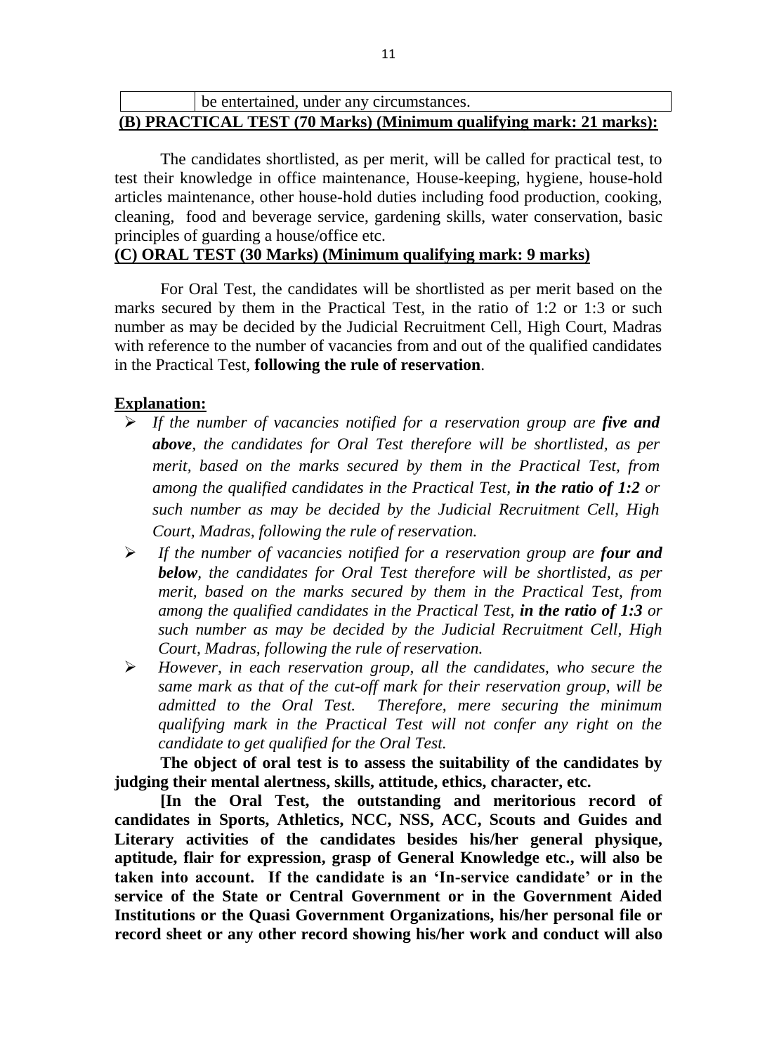| | |
|---|---|
| | be entertained, under any circumstances. |

**(B) PRACTICAL TEST (70 Marks) (Minimum qualifying mark: 21 marks):**

The candidates shortlisted, as per merit, will be called for practical test, to test their knowledge in office maintenance, House-keeping, hygiene, house-hold articles maintenance, other house-hold duties including food production, cooking, cleaning, food and beverage service, gardening skills, water conservation, basic principles of guarding a house/office etc.

**(C) ORAL TEST (30 Marks) (Minimum qualifying mark: 9 marks)**

For Oral Test, the candidates will be shortlisted as per merit based on the marks secured by them in the Practical Test, in the ratio of 1:2 or 1:3 or such number as may be decided by the Judicial Recruitment Cell, High Court, Madras with reference to the number of vacancies from and out of the qualified candidates in the Practical Test, **following the rule of reservation**.

**Explanation:**

- *If the number of vacancies notified for a reservation group are **five and above**, the candidates for Oral Test therefore will be shortlisted, as per merit, based on the marks secured by them in the Practical Test, from among the qualified candidates in the Practical Test, **in the ratio of 1:2** or such number as may be decided by the Judicial Recruitment Cell, High Court, Madras, following the rule of reservation.*
- *If the number of vacancies notified for a reservation group are **four and below**, the candidates for Oral Test therefore will be shortlisted, as per merit, based on the marks secured by them in the Practical Test, from among the qualified candidates in the Practical Test, **in the ratio of 1:3** or such number as may be decided by the Judicial Recruitment Cell, High Court, Madras, following the rule of reservation.*
- *However, in each reservation group, all the candidates, who secure the same mark as that of the cut-off mark for their reservation group, will be admitted to the Oral Test. Therefore, mere securing the minimum qualifying mark in the Practical Test will not confer any right on the candidate to get qualified for the Oral Test.*

**The object of oral test is to assess the suitability of the candidates by judging their mental alertness, skills, attitude, ethics, character, etc.**

**[In the Oral Test, the outstanding and meritorious record of candidates in Sports, Athletics, NCC, NSS, ACC, Scouts and Guides and Literary activities of the candidates besides his/her general physique, aptitude, flair for expression, grasp of General Knowledge etc., will also be taken into account. If the candidate is an 'In-service candidate' or in the service of the State or Central Government or in the Government Aided Institutions or the Quasi Government Organizations, his/her personal file or record sheet or any other record showing his/her work and conduct will also**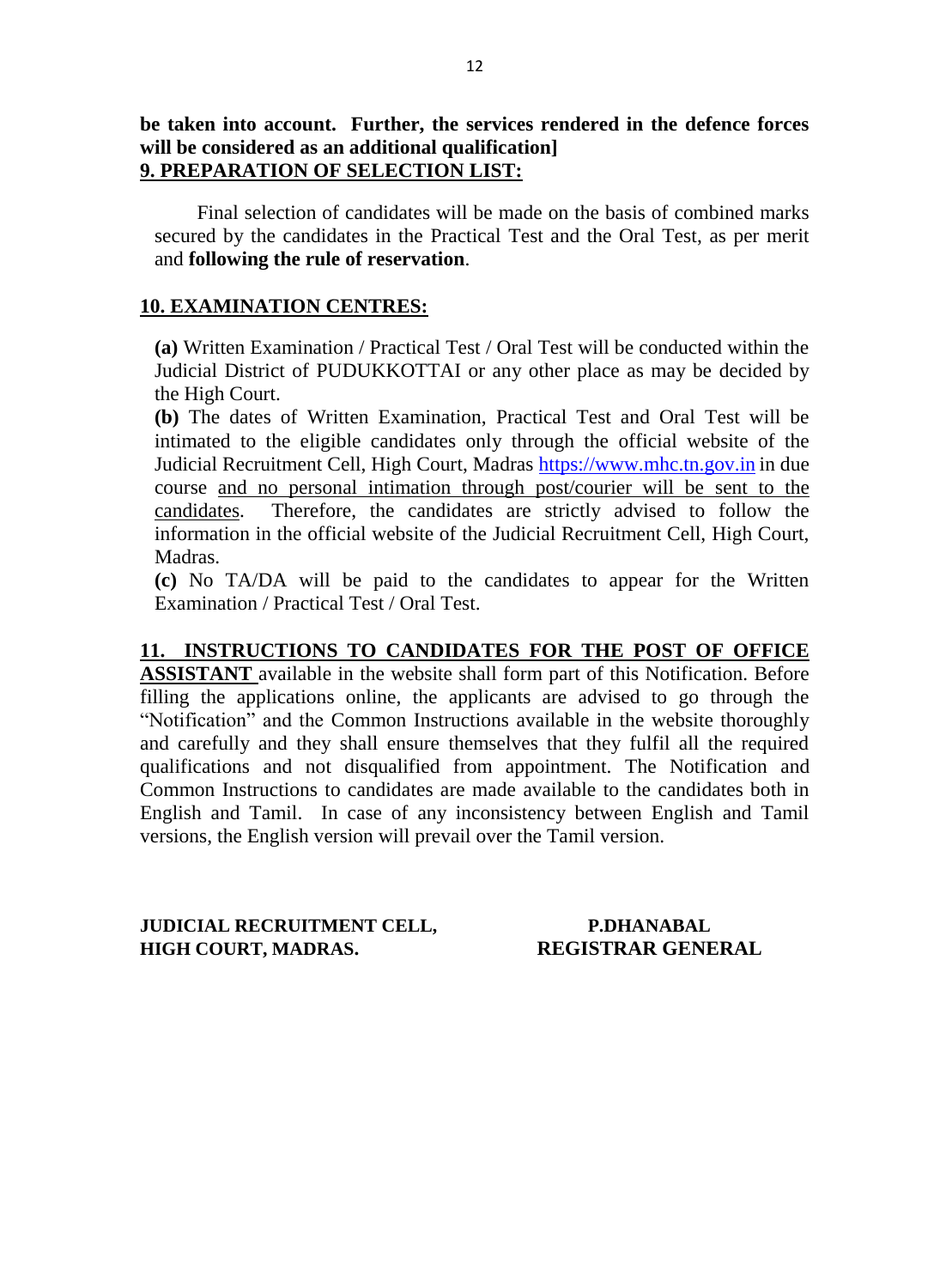**be taken into account. Further, the services rendered in the defence forces will be considered as an additional qualification]**

## 9. PREPARATION OF SELECTION LIST:

Final selection of candidates will be made on the basis of combined marks secured by the candidates in the Practical Test and the Oral Test, as per merit and **following the rule of reservation**.

## 10. EXAMINATION CENTRES:

**(a)** Written Examination / Practical Test / Oral Test will be conducted within the Judicial District of PUDUKKOTTAI or any other place as may be decided by the High Court.

**(b)** The dates of Written Examination, Practical Test and Oral Test will be intimated to the eligible candidates only through the official website of the Judicial Recruitment Cell, High Court, Madras https://www.mhc.tn.gov.in in due course and no personal intimation through post/courier will be sent to the candidates. Therefore, the candidates are strictly advised to follow the information in the official website of the Judicial Recruitment Cell, High Court, Madras.

**(c)** No TA/DA will be paid to the candidates to appear for the Written Examination / Practical Test / Oral Test.

**11. INSTRUCTIONS TO CANDIDATES FOR THE POST OF OFFICE ASSISTANT** available in the website shall form part of this Notification. Before filling the applications online, the applicants are advised to go through the "Notification" and the Common Instructions available in the website thoroughly and carefully and they shall ensure themselves that they fulfil all the required qualifications and not disqualified from appointment. The Notification and Common Instructions to candidates are made available to the candidates both in English and Tamil. In case of any inconsistency between English and Tamil versions, the English version will prevail over the Tamil version.

**JUDICIAL RECRUITMENT CELL,**
**HIGH COURT, MADRAS.**

**P.DHANABAL**
**REGISTRAR GENERAL**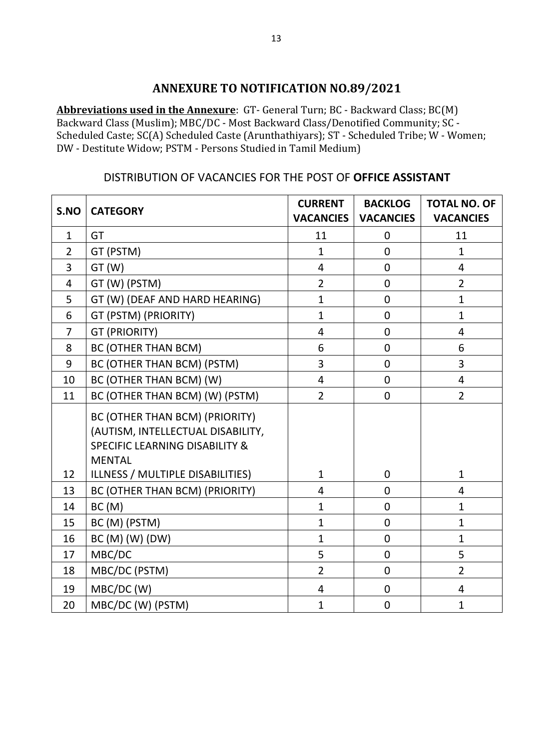## ANNEXURE TO NOTIFICATION NO.89/2021

**Abbreviations used in the Annexure**: GT- General Turn; BC - Backward Class; BC(M) Backward Class (Muslim); MBC/DC - Most Backward Class/Denotified Community; SC - Scheduled Caste; SC(A) Scheduled Caste (Arunthathiyars); ST - Scheduled Tribe; W - Women; DW - Destitute Widow; PSTM - Persons Studied in Tamil Medium)

### DISTRIBUTION OF VACANCIES FOR THE POST OF **OFFICE ASSISTANT**

| S.NO | CATEGORY | CURRENT VACANCIES | BACKLOG VACANCIES | TOTAL NO. OF VACANCIES |
|---|---|---|---|---|
| 1 | GT | 11 | 0 | 11 |
| 2 | GT (PSTM) | 1 | 0 | 1 |
| 3 | GT (W) | 4 | 0 | 4 |
| 4 | GT (W) (PSTM) | 2 | 0 | 2 |
| 5 | GT (W) (DEAF AND HARD HEARING) | 1 | 0 | 1 |
| 6 | GT (PSTM) (PRIORITY) | 1 | 0 | 1 |
| 7 | GT (PRIORITY) | 4 | 0 | 4 |
| 8 | BC (OTHER THAN BCM) | 6 | 0 | 6 |
| 9 | BC (OTHER THAN BCM) (PSTM) | 3 | 0 | 3 |
| 10 | BC (OTHER THAN BCM) (W) | 4 | 0 | 4 |
| 11 | BC (OTHER THAN BCM) (W) (PSTM) | 2 | 0 | 2 |
| 12 | BC (OTHER THAN BCM) (PRIORITY) (AUTISM, INTELLECTUAL DISABILITY, SPECIFIC LEARNING DISABILITY & MENTAL ILLNESS / MULTIPLE DISABILITIES) | 1 | 0 | 1 |
| 13 | BC (OTHER THAN BCM) (PRIORITY) | 4 | 0 | 4 |
| 14 | BC (M) | 1 | 0 | 1 |
| 15 | BC (M) (PSTM) | 1 | 0 | 1 |
| 16 | BC (M) (W) (DW) | 1 | 0 | 1 |
| 17 | MBC/DC | 5 | 0 | 5 |
| 18 | MBC/DC (PSTM) | 2 | 0 | 2 |
| 19 | MBC/DC (W) | 4 | 0 | 4 |
| 20 | MBC/DC (W) (PSTM) | 1 | 0 | 1 |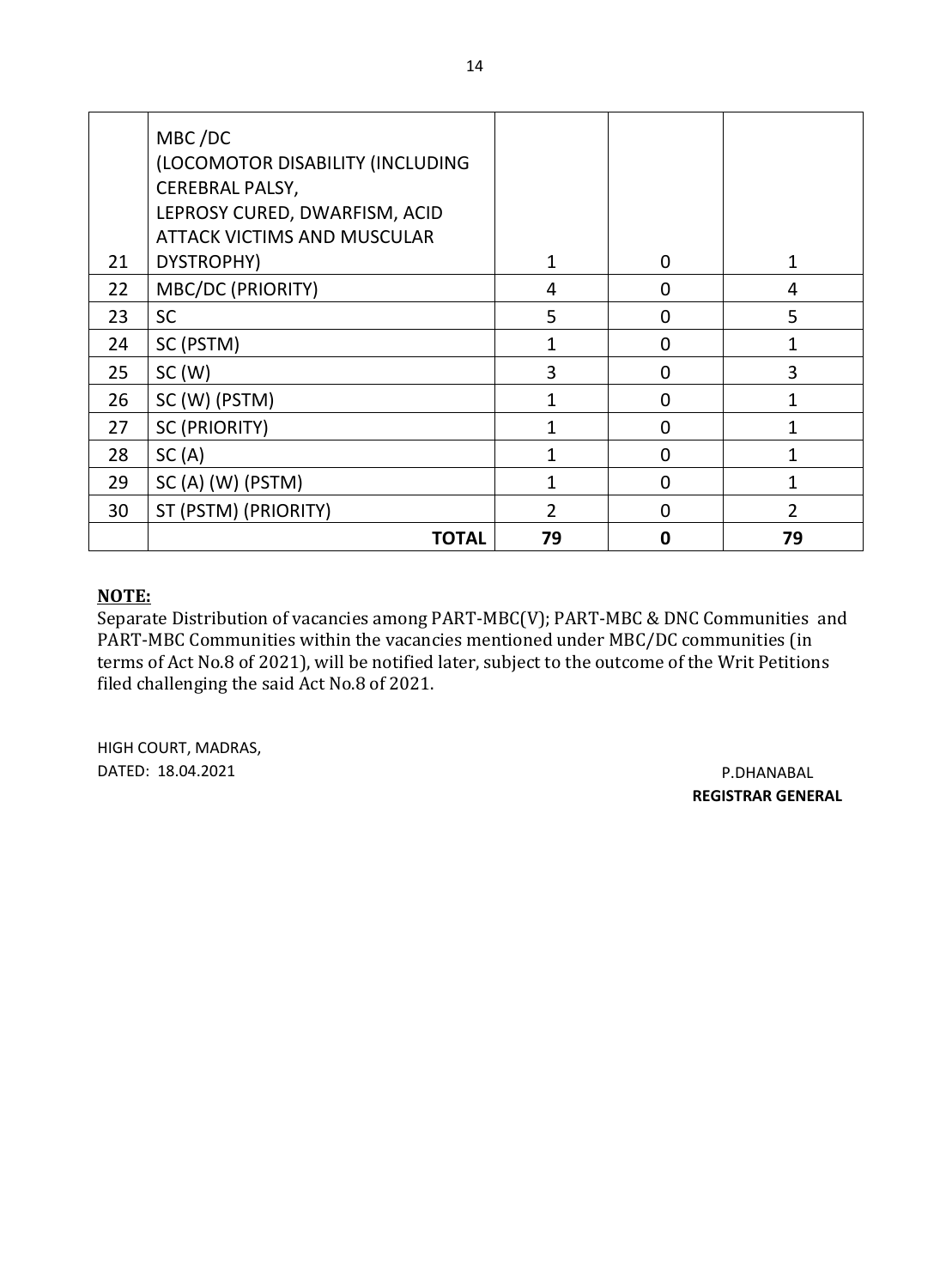| | | | | |
|---|---|---|---|---|
| 21 | MBC /DC (LOCOMOTOR DISABILITY (INCLUDING CEREBRAL PALSY, LEPROSY CURED, DWARFISM, ACID ATTACK VICTIMS AND MUSCULAR DYSTROPHY) | 1 | 0 | 1 |
| 22 | MBC/DC (PRIORITY) | 4 | 0 | 4 |
| 23 | SC | 5 | 0 | 5 |
| 24 | SC (PSTM) | 1 | 0 | 1 |
| 25 | SC (W) | 3 | 0 | 3 |
| 26 | SC (W) (PSTM) | 1 | 0 | 1 |
| 27 | SC (PRIORITY) | 1 | 0 | 1 |
| 28 | SC (A) | 1 | 0 | 1 |
| 29 | SC (A) (W) (PSTM) | 1 | 0 | 1 |
| 30 | ST (PSTM) (PRIORITY) | 2 | 0 | 2 |
| | **TOTAL** | **79** | **0** | **79** |

**NOTE:**

Separate Distribution of vacancies among PART-MBC(V); PART-MBC & DNC Communities and PART-MBC Communities within the vacancies mentioned under MBC/DC communities (in terms of Act No.8 of 2021), will be notified later, subject to the outcome of the Writ Petitions filed challenging the said Act No.8 of 2021.

HIGH COURT, MADRAS,
DATED: 18.04.2021

P.DHANABAL
**REGISTRAR GENERAL**